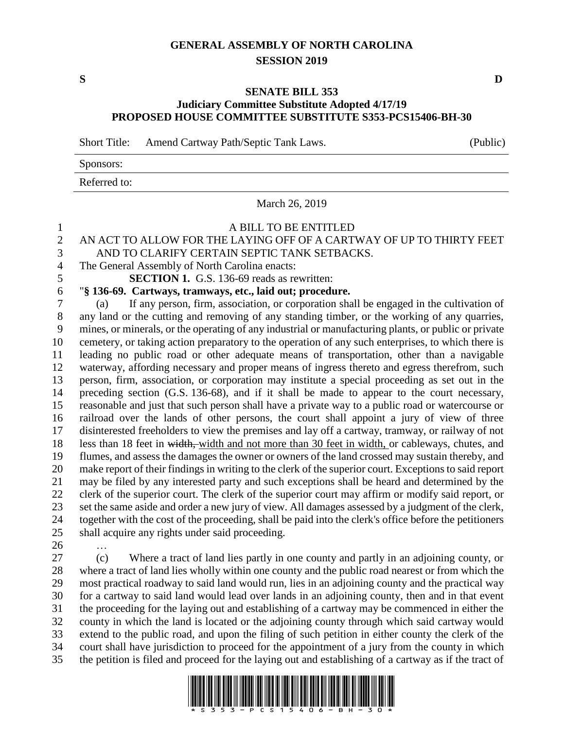# GENERAL ASSEMBLY OF NORTH CAROLINA
## SESSION 2019

**S** **D**

**SENATE BILL 353**
**Judiciary Committee Substitute Adopted 4/17/19**
**PROPOSED HOUSE COMMITTEE SUBSTITUTE S353-PCS15406-BH-30**

Short Title: Amend Cartway Path/Septic Tank Laws. (Public)

Sponsors:

Referred to:

March 26, 2019

A BILL TO BE ENTITLED

AN ACT TO ALLOW FOR THE LAYING OFF OF A CARTWAY OF UP TO THIRTY FEET AND TO CLARIFY CERTAIN SEPTIC TANK SETBACKS.

The General Assembly of North Carolina enacts:

**SECTION 1.** G.S. 136-69 reads as rewritten:

"**§ 136-69. Cartways, tramways, etc., laid out; procedure.**

(a) If any person, firm, association, or corporation shall be engaged in the cultivation of any land or the cutting and removing of any standing timber, or the working of any quarries, mines, or minerals, or the operating of any industrial or manufacturing plants, or public or private cemetery, or taking action preparatory to the operation of any such enterprises, to which there is leading no public road or other adequate means of transportation, other than a navigable waterway, affording necessary and proper means of ingress thereto and egress therefrom, such person, firm, association, or corporation may institute a special proceeding as set out in the preceding section (G.S. 136-68), and if it shall be made to appear to the court necessary, reasonable and just that such person shall have a private way to a public road or watercourse or railroad over the lands of other persons, the court shall appoint a jury of view of three disinterested freeholders to view the premises and lay off a cartway, tramway, or railway of not less than 18 feet in ~~width,~~ <u>width and not more than 30 feet in width,</u> or cableways, chutes, and flumes, and assess the damages the owner or owners of the land crossed may sustain thereby, and make report of their findings in writing to the clerk of the superior court. Exceptions to said report may be filed by any interested party and such exceptions shall be heard and determined by the clerk of the superior court. The clerk of the superior court may affirm or modify said report, or set the same aside and order a new jury of view. All damages assessed by a judgment of the clerk, together with the cost of the proceeding, shall be paid into the clerk's office before the petitioners shall acquire any rights under said proceeding.

…

(c) Where a tract of land lies partly in one county and partly in an adjoining county, or where a tract of land lies wholly within one county and the public road nearest or from which the most practical roadway to said land would run, lies in an adjoining county and the practical way for a cartway to said land would lead over lands in an adjoining county, then and in that event the proceeding for the laying out and establishing of a cartway may be commenced in either the county in which the land is located or the adjoining county through which said cartway would extend to the public road, and upon the filing of such petition in either county the clerk of the court shall have jurisdiction to proceed for the appointment of a jury from the county in which the petition is filed and proceed for the laying out and establishing of a cartway as if the tract of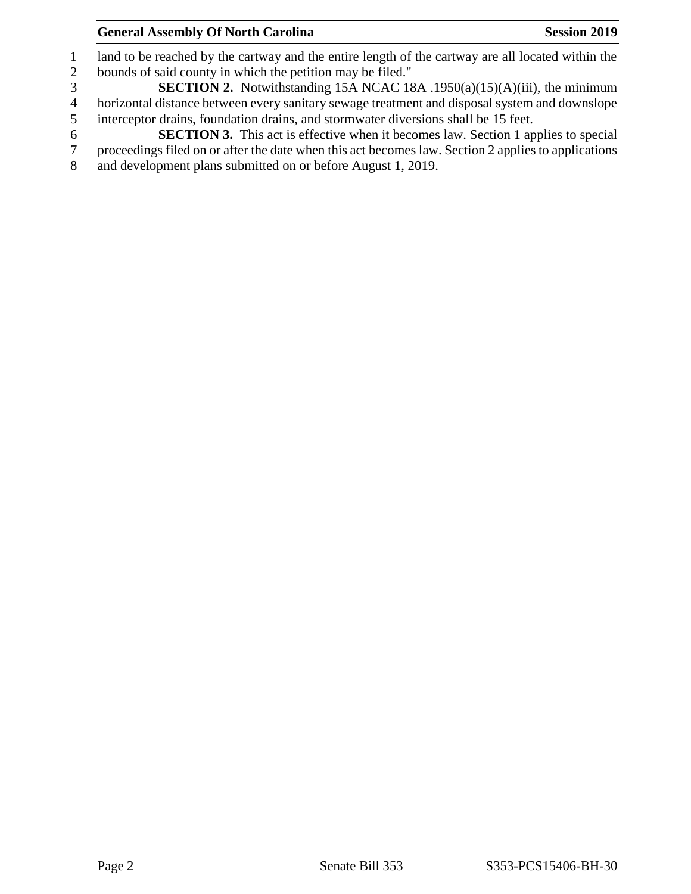land to be reached by the cartway and the entire length of the cartway are all located within the bounds of said county in which the petition may be filed."

**SECTION 2.** Notwithstanding 15A NCAC 18A .1950(a)(15)(A)(iii), the minimum horizontal distance between every sanitary sewage treatment and disposal system and downslope interceptor drains, foundation drains, and stormwater diversions shall be 15 feet.

**SECTION 3.** This act is effective when it becomes law. Section 1 applies to special proceedings filed on or after the date when this act becomes law. Section 2 applies to applications and development plans submitted on or before August 1, 2019.